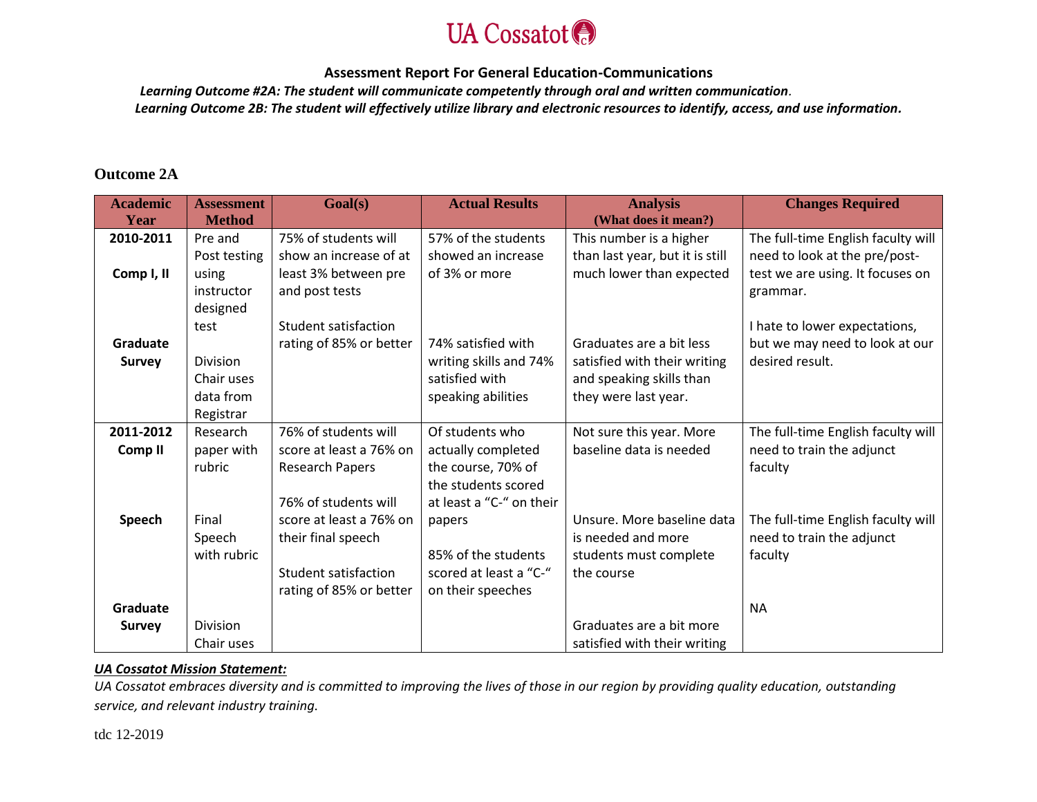UA Cossatot

# Assessment Report For General Education-Communications

*Learning Outcome #2A: The student will communicate competently through oral and written communication.*

*Learning Outcome 2B: The student will effectively utilize library and electronic resources to identify, access, and use information.*

## Outcome 2A

| Academic Year | Assessment Method | Goal(s) | Actual Results | Analysis (What does it mean?) | Changes Required |
|---|---|---|---|---|---|
| **2010-2011**<br><br>**Comp I, II**<br><br>**Graduate Survey** | Pre and Post testing using instructor designed test<br><br>Division Chair uses data from Registrar | 75% of students will show an increase of at least 3% between pre and post tests<br><br>Student satisfaction rating of 85% or better | 57% of the students showed an increase of 3% or more<br><br>74% satisfied with writing skills and 74% satisfied with speaking abilities | This number is a higher than last year, but it is still much lower than expected<br><br>Graduates are a bit less satisfied with their writing and speaking skills than they were last year. | The full-time English faculty will need to look at the pre/post-test we are using. It focuses on grammar.<br><br>I hate to lower expectations, but we may need to look at our desired result. |
| **2011-2012**<br>**Comp II**<br><br>**Speech**<br><br>**Graduate Survey** | Research paper with rubric<br><br>Final Speech with rubric<br><br>Division Chair uses | 76% of students will score at least a 76% on Research Papers<br><br>76% of students will score at least a 76% on their final speech<br><br>Student satisfaction rating of 85% or better | Of students who actually completed the course, 70% of the students scored at least a "C-" on their papers<br><br>85% of the students scored at least a "C-" on their speeches | Not sure this year. More baseline data is needed<br><br>Unsure. More baseline data is needed and more students must complete the course<br><br>Graduates are a bit more satisfied with their writing | The full-time English faculty will need to train the adjunct faculty<br><br>The full-time English faculty will need to train the adjunct faculty<br><br>NA |

***UA Cossatot Mission Statement:***

*UA Cossatot embraces diversity and is committed to improving the lives of those in our region by providing quality education, outstanding service, and relevant industry training.*

tdc 12-2019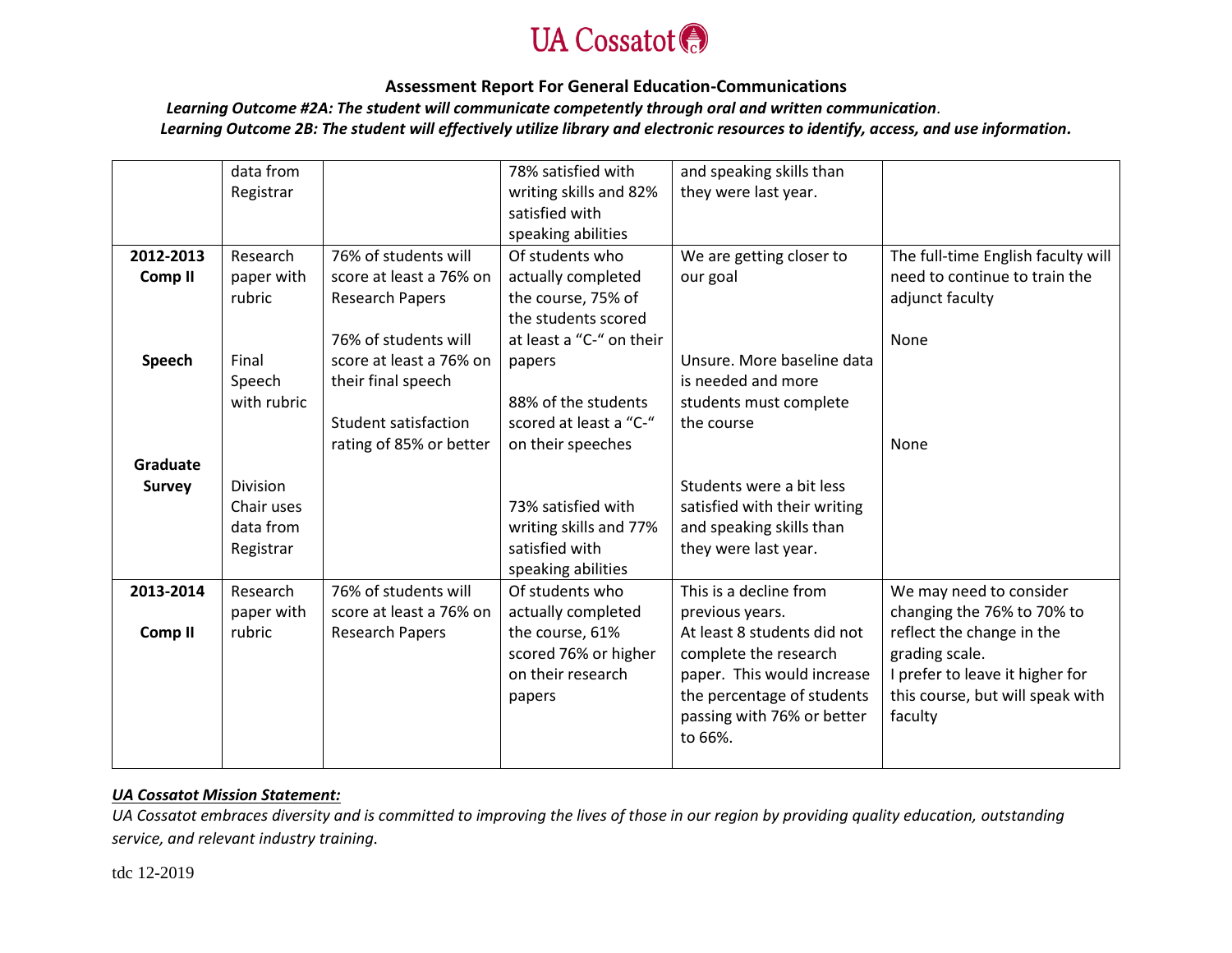UA Cossatot

### Assessment Report For General Education-Communications

***Learning Outcome #2A: The student will communicate competently through oral and written communication.***

***Learning Outcome 2B: The student will effectively utilize library and electronic resources to identify, access, and use information.***

| | | | | | |
|---|---|---|---|---|---|
| | data from Registrar | | 78% satisfied with writing skills and 82% satisfied with speaking abilities | and speaking skills than they were last year. | |
| **2012-2013 Comp II** | Research paper with rubric | 76% of students will score at least a 76% on Research Papers | Of students who actually completed the course, 75% of the students scored at least a "C-" on their papers | We are getting closer to our goal | The full-time English faculty will need to continue to train the adjunct faculty |
| **Speech** | Final Speech with rubric | 76% of students will score at least a 76% on their final speech | 88% of the students scored at least a "C-" on their speeches | Unsure. More baseline data is needed and more students must complete the course | None |
| **Graduate Survey** | Division Chair uses data from Registrar | Student satisfaction rating of 85% or better | 73% satisfied with writing skills and 77% satisfied with speaking abilities | Students were a bit less satisfied with their writing and speaking skills than they were last year. | None |
| **2013-2014 Comp II** | Research paper with rubric | 76% of students will score at least a 76% on Research Papers | Of students who actually completed the course, 61% scored 76% or higher on their research papers | This is a decline from previous years. At least 8 students did not complete the research paper. This would increase the percentage of students passing with 76% or better to 66%. | We may need to consider changing the 76% to 70% to reflect the change in the grading scale. I prefer to leave it higher for this course, but will speak with faculty |

***UA Cossatot Mission Statement:***

*UA Cossatot embraces diversity and is committed to improving the lives of those in our region by providing quality education, outstanding service, and relevant industry training.*

tdc 12-2019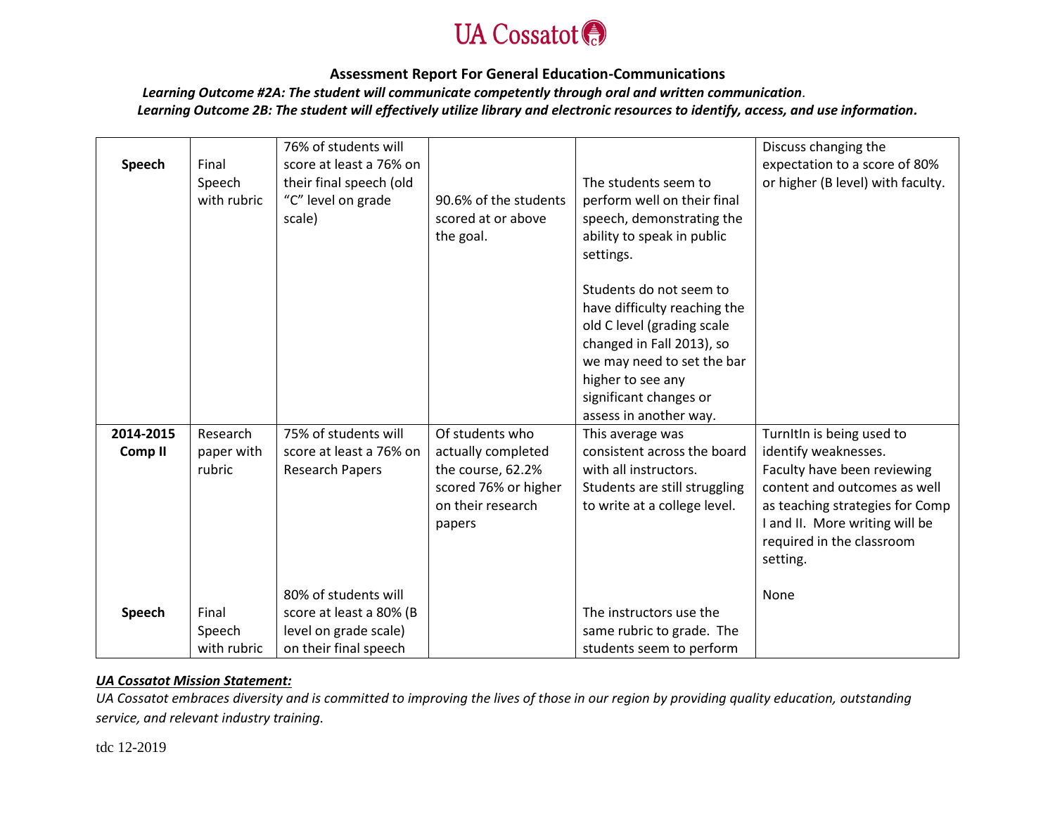UA Cossatot

### Assessment Report For General Education-Communications

***Learning Outcome #2A: The student will communicate competently through oral and written communication.***

***Learning Outcome 2B: The student will effectively utilize library and electronic resources to identify, access, and use information.***

| | | | | | |
|---|---|---|---|---|---|
| **Speech** | Final Speech with rubric | 76% of students will score at least a 76% on their final speech (old "C" level on grade scale) | 90.6% of the students scored at or above the goal. | The students seem to perform well on their final speech, demonstrating the ability to speak in public settings.<br><br>Students do not seem to have difficulty reaching the old C level (grading scale changed in Fall 2013), so we may need to set the bar higher to see any significant changes or assess in another way. | Discuss changing the expectation to a score of 80% or higher (B level) with faculty. |
| **2014-2015 Comp II** | Research paper with rubric | 75% of students will score at least a 76% on Research Papers | Of students who actually completed the course, 62.2% scored 76% or higher on their research papers | This average was consistent across the board with all instructors. Students are still struggling to write at a college level. | TurnItIn is being used to identify weaknesses. Faculty have been reviewing content and outcomes as well as teaching strategies for Comp I and II. More writing will be required in the classroom setting. |
| **Speech** | Final Speech with rubric | 80% of students will score at least a 80% (B level on grade scale) on their final speech | | The instructors use the same rubric to grade. The students seem to perform | None |

***UA Cossatot Mission Statement:***

*UA Cossatot embraces diversity and is committed to improving the lives of those in our region by providing quality education, outstanding service, and relevant industry training.*

tdc 12-2019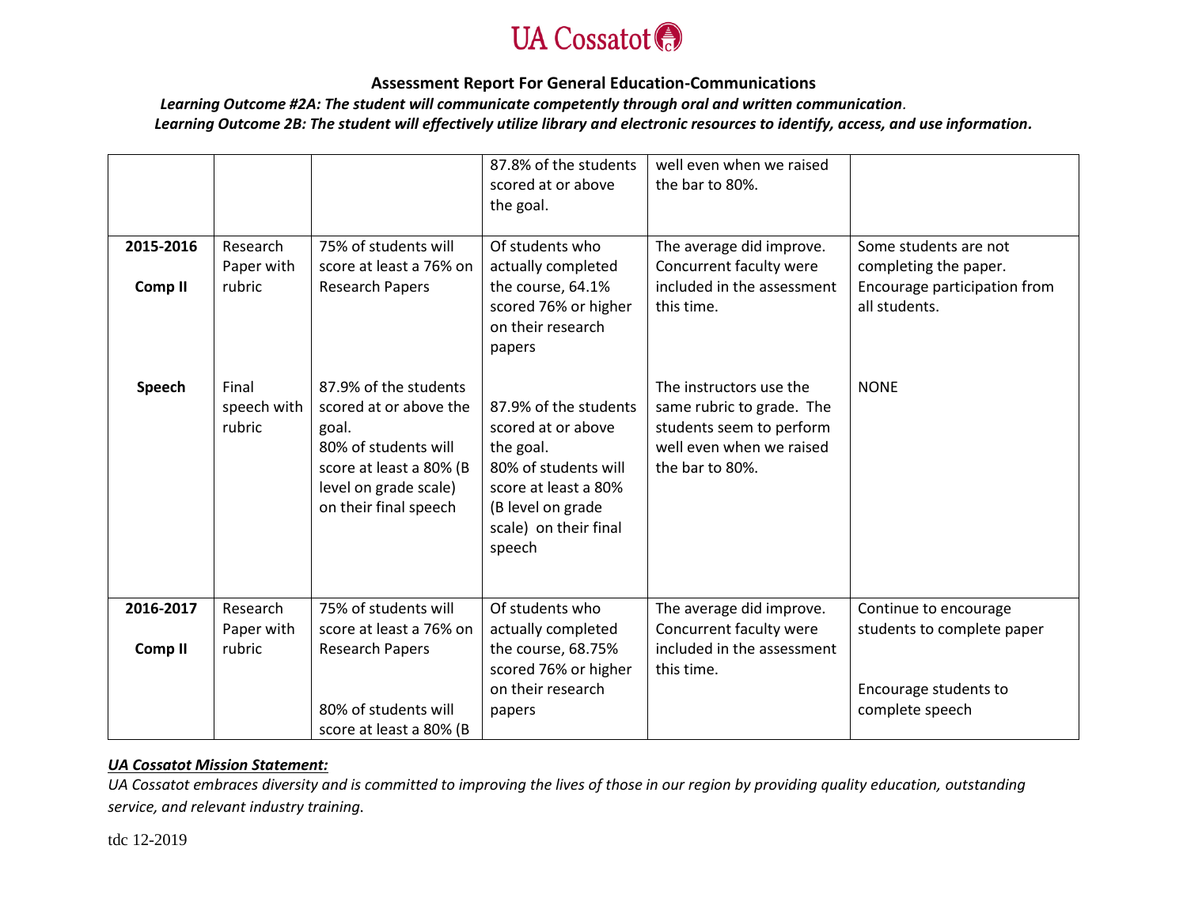**UA Cossatot**

## Assessment Report For General Education-Communications

***Learning Outcome #2A: The student will communicate competently through oral and written communication.***

***Learning Outcome 2B: The student will effectively utilize library and electronic resources to identify, access, and use information.***

| | | | | | |
|---|---|---|---|---|---|
| | | | 87.8% of the students scored at or above the goal. | well even when we raised the bar to 80%. | |
| **2015-2016** **Comp II** | Research Paper with rubric | 75% of students will score at least a 76% on Research Papers | Of students who actually completed the course, 64.1% scored 76% or higher on their research papers | The average did improve. Concurrent faculty were included in the assessment this time. | Some students are not completing the paper. Encourage participation from all students. |
| **Speech** | Final speech with rubric | 87.9% of the students scored at or above the goal. 80% of students will score at least a 80% (B level on grade scale) on their final speech | 87.9% of the students scored at or above the goal. 80% of students will score at least a 80% (B level on grade scale) on their final speech | The instructors use the same rubric to grade. The students seem to perform well even when we raised the bar to 80%. | NONE |
| **2016-2017** **Comp II** | Research Paper with rubric | 75% of students will score at least a 76% on Research Papers 80% of students will score at least a 80% (B | Of students who actually completed the course, 68.75% scored 76% or higher on their research papers | The average did improve. Concurrent faculty were included in the assessment this time. | Continue to encourage students to complete paper Encourage students to complete speech |

***UA Cossatot Mission Statement:***

*UA Cossatot embraces diversity and is committed to improving the lives of those in our region by providing quality education, outstanding service, and relevant industry training.*

tdc 12-2019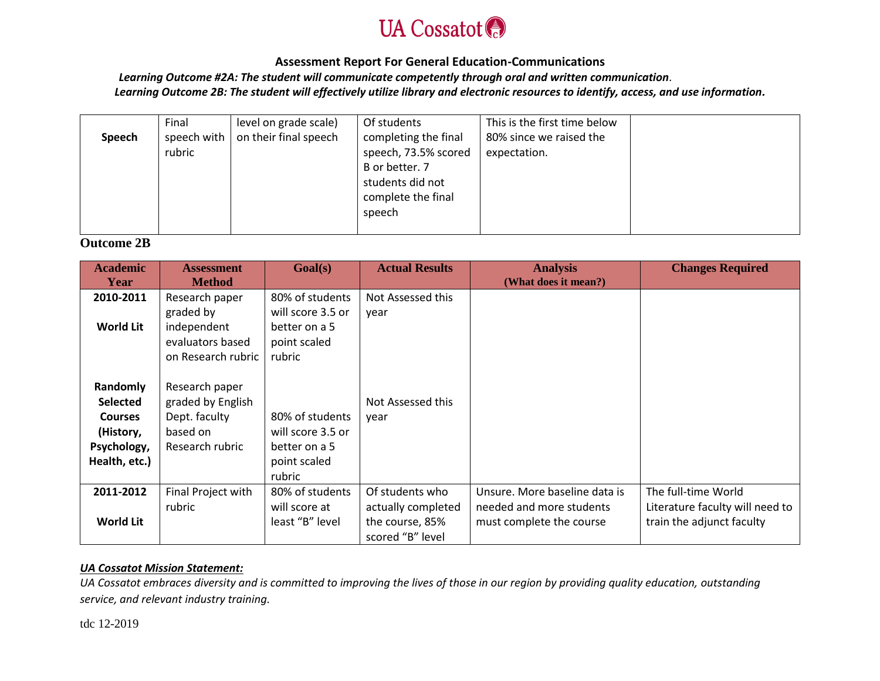UA Cossatot

**Assessment Report For General Education-Communications**

*Learning Outcome #2A: The student will communicate competently through oral and written communication.*

*Learning Outcome 2B: The student will effectively utilize library and electronic resources to identify, access, and use information.*

| | | | | | |
|---|---|---|---|---|---|
| **Speech** | Final speech with rubric | level on grade scale) on their final speech | Of students completing the final speech, 73.5% scored B or better. 7 students did not complete the final speech | This is the first time below 80% since we raised the expectation. | |

**Outcome 2B**

| Academic Year | Assessment Method | Goal(s) | Actual Results | Analysis (What does it mean?) | Changes Required |
|---|---|---|---|---|---|
| **2010-2011**<br><br>**World Lit**<br><br>**Randomly Selected Courses (History, Psychology, Health, etc.)** | Research paper graded by independent evaluators based on Research rubric<br><br>Research paper graded by English Dept. faculty based on Research rubric | 80% of students will score 3.5 or better on a 5 point scaled rubric<br><br>80% of students will score 3.5 or better on a 5 point scaled rubric | Not Assessed this year<br><br>Not Assessed this year | | |
| **2011-2012**<br><br>**World Lit** | Final Project with rubric | 80% of students will score at least "B" level | Of students who actually completed the course, 85% scored "B" level | Unsure. More baseline data is needed and more students must complete the course | The full-time World Literature faculty will need to train the adjunct faculty |

***UA Cossatot Mission Statement:***

*UA Cossatot embraces diversity and is committed to improving the lives of those in our region by providing quality education, outstanding service, and relevant industry training.*

tdc 12-2019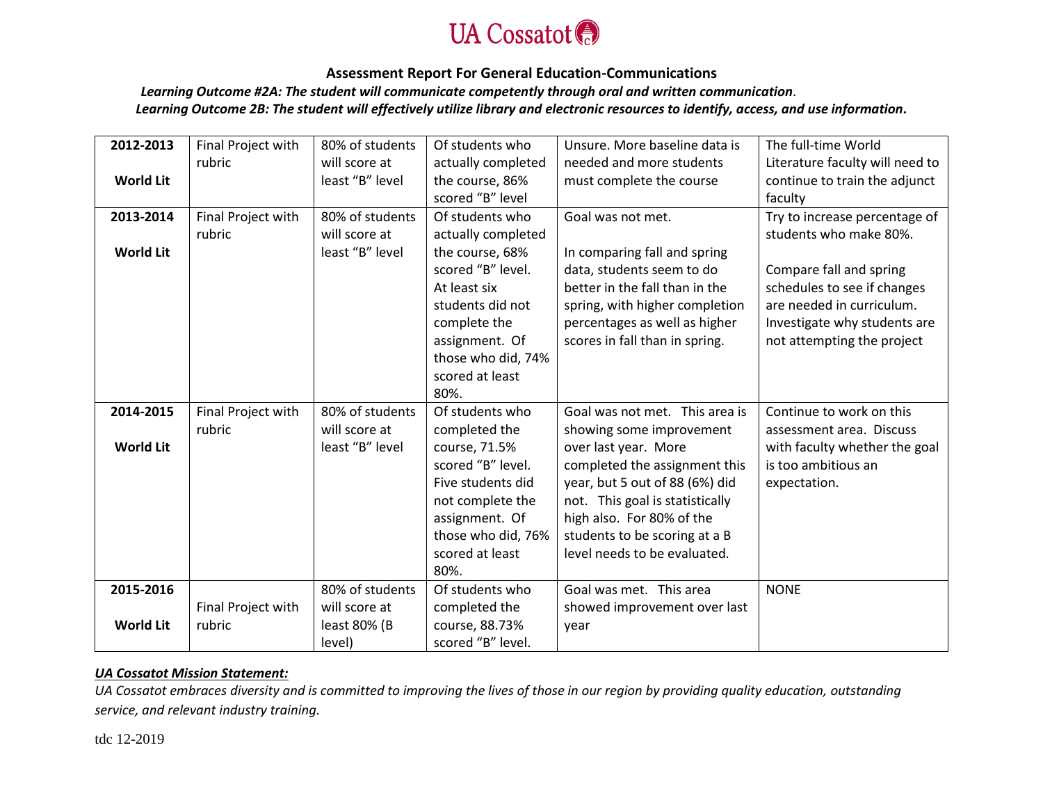UA Cossatot

### Assessment Report For General Education-Communications

***Learning Outcome #2A: The student will communicate competently through oral and written communication.***

***Learning Outcome 2B: The student will effectively utilize library and electronic resources to identify, access, and use information.***

| | | | | | |
|---|---|---|---|---|---|
| **2012-2013**<br><br>**World Lit** | Final Project with rubric | 80% of students will score at least "B" level | Of students who actually completed the course, 86% scored "B" level | Unsure. More baseline data is needed and more students must complete the course | The full-time World Literature faculty will need to continue to train the adjunct faculty |
| **2013-2014**<br><br>**World Lit** | Final Project with rubric | 80% of students will score at least "B" level | Of students who actually completed the course, 68% scored "B" level. At least six students did not complete the assignment. Of those who did, 74% scored at least 80%. | Goal was not met.<br><br>In comparing fall and spring data, students seem to do better in the fall than in the spring, with higher completion percentages as well as higher scores in fall than in spring. | Try to increase percentage of students who make 80%.<br><br>Compare fall and spring schedules to see if changes are needed in curriculum. Investigate why students are not attempting the project |
| **2014-2015**<br><br>**World Lit** | Final Project with rubric | 80% of students will score at least "B" level | Of students who completed the course, 71.5% scored "B" level. Five students did not complete the assignment. Of those who did, 76% scored at least 80%. | Goal was not met. This area is showing some improvement over last year. More completed the assignment this year, but 5 out of 88 (6%) did not. This goal is statistically high also. For 80% of the students to be scoring at a B level needs to be evaluated. | Continue to work on this assessment area. Discuss with faculty whether the goal is too ambitious an expectation. |
| **2015-2016**<br><br>**World Lit** | Final Project with rubric | 80% of students will score at least 80% (B level) | Of students who completed the course, 88.73% scored "B" level. | Goal was met. This area showed improvement over last year | NONE |

***UA Cossatot Mission Statement:***

*UA Cossatot embraces diversity and is committed to improving the lives of those in our region by providing quality education, outstanding service, and relevant industry training.*

tdc 12-2019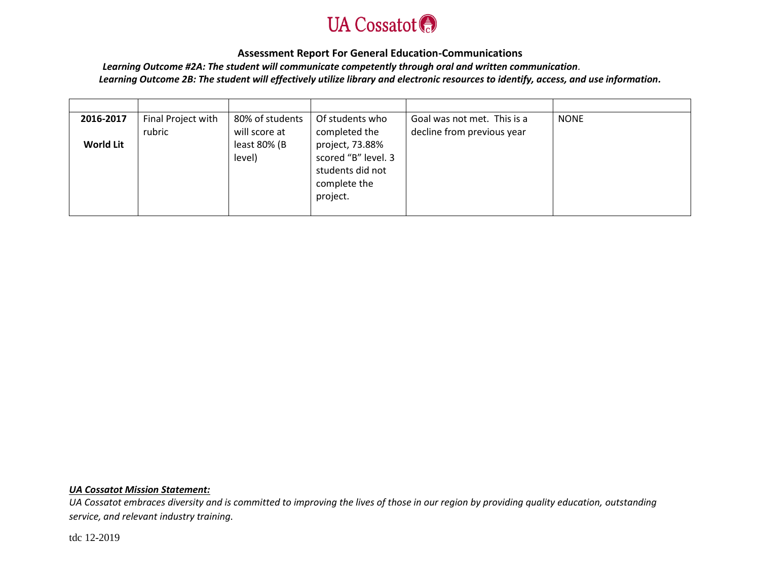UA Cossatot

**Assessment Report For General Education-Communications**

***Learning Outcome #2A: The student will communicate competently through oral and written communication***.

***Learning Outcome 2B: The student will effectively utilize library and electronic resources to identify, access, and use information.***

| | | | | | |
|---|---|---|---|---|---|
| **2016-2017** **World Lit** | Final Project with rubric | 80% of students will score at least 80% (B level) | Of students who completed the project, 73.88% scored "B" level. 3 students did not complete the project. | Goal was not met. This is a decline from previous year | NONE |

***UA Cossatot Mission Statement:***

*UA Cossatot embraces diversity and is committed to improving the lives of those in our region by providing quality education, outstanding service, and relevant industry training.*

tdc 12-2019